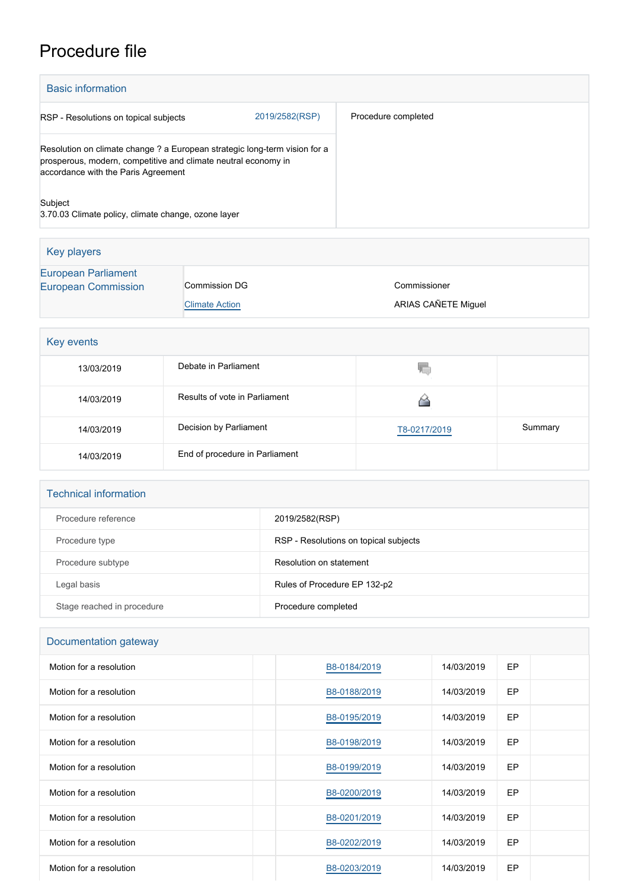# Procedure file

## Basic information

| | | |
|---|---|---|
| RSP - Resolutions on topical subjects | 2019/2582(RSP) | Procedure completed |
| Resolution on climate change ? a European strategic long-term vision for a prosperous, modern, competitive and climate neutral economy in accordance with the Paris Agreement<br><br>Subject<br>3.70.03 Climate policy, climate change, ozone layer | | |

## Key players

| | | |
|---|---|---|
| European Parliament | | |
| European Commission | Commission DG<br>Climate Action | Commissioner<br>ARIAS CAÑETE Miguel |

## Key events

| | | | |
|---|---|---|---|
| 13/03/2019 | Debate in Parliament | | |
| 14/03/2019 | Results of vote in Parliament | | |
| 14/03/2019 | Decision by Parliament | T8-0217/2019 | Summary |
| 14/03/2019 | End of procedure in Parliament | | |

## Technical information

| | |
|---|---|
| Procedure reference | 2019/2582(RSP) |
| Procedure type | RSP - Resolutions on topical subjects |
| Procedure subtype | Resolution on statement |
| Legal basis | Rules of Procedure EP 132-p2 |
| Stage reached in procedure | Procedure completed |

## Documentation gateway

| | | | | |
|---|---|---|---|---|
| Motion for a resolution | | B8-0184/2019 | 14/03/2019 | EP |
| Motion for a resolution | | B8-0188/2019 | 14/03/2019 | EP |
| Motion for a resolution | | B8-0195/2019 | 14/03/2019 | EP |
| Motion for a resolution | | B8-0198/2019 | 14/03/2019 | EP |
| Motion for a resolution | | B8-0199/2019 | 14/03/2019 | EP |
| Motion for a resolution | | B8-0200/2019 | 14/03/2019 | EP |
| Motion for a resolution | | B8-0201/2019 | 14/03/2019 | EP |
| Motion for a resolution | | B8-0202/2019 | 14/03/2019 | EP |
| Motion for a resolution | | B8-0203/2019 | 14/03/2019 | EP |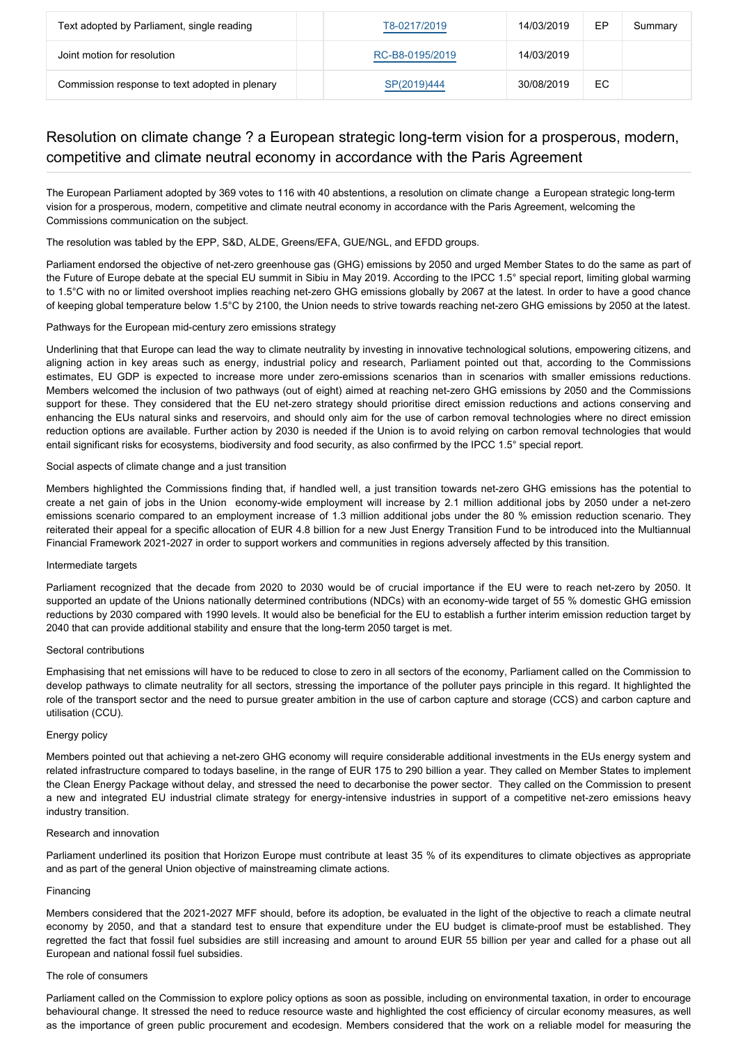| Text adopted by Parliament, single reading |  | T8-0217/2019 | 14/03/2019 | EP | Summary |
|---|---|---|---|---|---|
| Joint motion for resolution |  | RC-B8-0195/2019 | 14/03/2019 |  |  |
| Commission response to text adopted in plenary |  | SP(2019)444 | 30/08/2019 | EC |  |

## Resolution on climate change ? a European strategic long-term vision for a prosperous, modern, competitive and climate neutral economy in accordance with the Paris Agreement

The European Parliament adopted by 369 votes to 116 with 40 abstentions, a resolution on climate change  a European strategic long-term vision for a prosperous, modern, competitive and climate neutral economy in accordance with the Paris Agreement, welcoming the Commissions communication on the subject.

The resolution was tabled by the EPP, S&D, ALDE, Greens/EFA, GUE/NGL, and EFDD groups.

Parliament endorsed the objective of net-zero greenhouse gas (GHG) emissions by 2050 and urged Member States to do the same as part of the Future of Europe debate at the special EU summit in Sibiu in May 2019. According to the IPCC 1.5° special report, limiting global warming to 1.5°C with no or limited overshoot implies reaching net-zero GHG emissions globally by 2067 at the latest. In order to have a good chance of keeping global temperature below 1.5°C by 2100, the Union needs to strive towards reaching net-zero GHG emissions by 2050 at the latest.

Pathways for the European mid-century zero emissions strategy

Underlining that that Europe can lead the way to climate neutrality by investing in innovative technological solutions, empowering citizens, and aligning action in key areas such as energy, industrial policy and research, Parliament pointed out that, according to the Commissions estimates, EU GDP is expected to increase more under zero-emissions scenarios than in scenarios with smaller emissions reductions. Members welcomed the inclusion of two pathways (out of eight) aimed at reaching net-zero GHG emissions by 2050 and the Commissions support for these. They considered that the EU net-zero strategy should prioritise direct emission reductions and actions conserving and enhancing the EUs natural sinks and reservoirs, and should only aim for the use of carbon removal technologies where no direct emission reduction options are available. Further action by 2030 is needed if the Union is to avoid relying on carbon removal technologies that would entail significant risks for ecosystems, biodiversity and food security, as also confirmed by the IPCC 1.5° special report.

Social aspects of climate change and a just transition

Members highlighted the Commissions finding that, if handled well, a just transition towards net-zero GHG emissions has the potential to create a net gain of jobs in the Union  economy-wide employment will increase by 2.1 million additional jobs by 2050 under a net-zero emissions scenario compared to an employment increase of 1.3 million additional jobs under the 80 % emission reduction scenario. They reiterated their appeal for a specific allocation of EUR 4.8 billion for a new Just Energy Transition Fund to be introduced into the Multiannual Financial Framework 2021-2027 in order to support workers and communities in regions adversely affected by this transition.

Intermediate targets

Parliament recognized that the decade from 2020 to 2030 would be of crucial importance if the EU were to reach net-zero by 2050. It supported an update of the Unions nationally determined contributions (NDCs) with an economy-wide target of 55 % domestic GHG emission reductions by 2030 compared with 1990 levels. It would also be beneficial for the EU to establish a further interim emission reduction target by 2040 that can provide additional stability and ensure that the long-term 2050 target is met.

Sectoral contributions

Emphasising that net emissions will have to be reduced to close to zero in all sectors of the economy, Parliament called on the Commission to develop pathways to climate neutrality for all sectors, stressing the importance of the polluter pays principle in this regard. It highlighted the role of the transport sector and the need to pursue greater ambition in the use of carbon capture and storage (CCS) and carbon capture and utilisation (CCU).

Energy policy

Members pointed out that achieving a net-zero GHG economy will require considerable additional investments in the EUs energy system and related infrastructure compared to todays baseline, in the range of EUR 175 to 290 billion a year. They called on Member States to implement the Clean Energy Package without delay, and stressed the need to decarbonise the power sector. They called on the Commission to present a new and integrated EU industrial climate strategy for energy-intensive industries in support of a competitive net-zero emissions heavy industry transition.

Research and innovation

Parliament underlined its position that Horizon Europe must contribute at least 35 % of its expenditures to climate objectives as appropriate and as part of the general Union objective of mainstreaming climate actions.

Financing

Members considered that the 2021-2027 MFF should, before its adoption, be evaluated in the light of the objective to reach a climate neutral economy by 2050, and that a standard test to ensure that expenditure under the EU budget is climate-proof must be established. They regretted the fact that fossil fuel subsidies are still increasing and amount to around EUR 55 billion per year and called for a phase out all European and national fossil fuel subsidies.

The role of consumers

Parliament called on the Commission to explore policy options as soon as possible, including on environmental taxation, in order to encourage behavioural change. It stressed the need to reduce resource waste and highlighted the cost efficiency of circular economy measures, as well as the importance of green public procurement and ecodesign. Members considered that the work on a reliable model for measuring the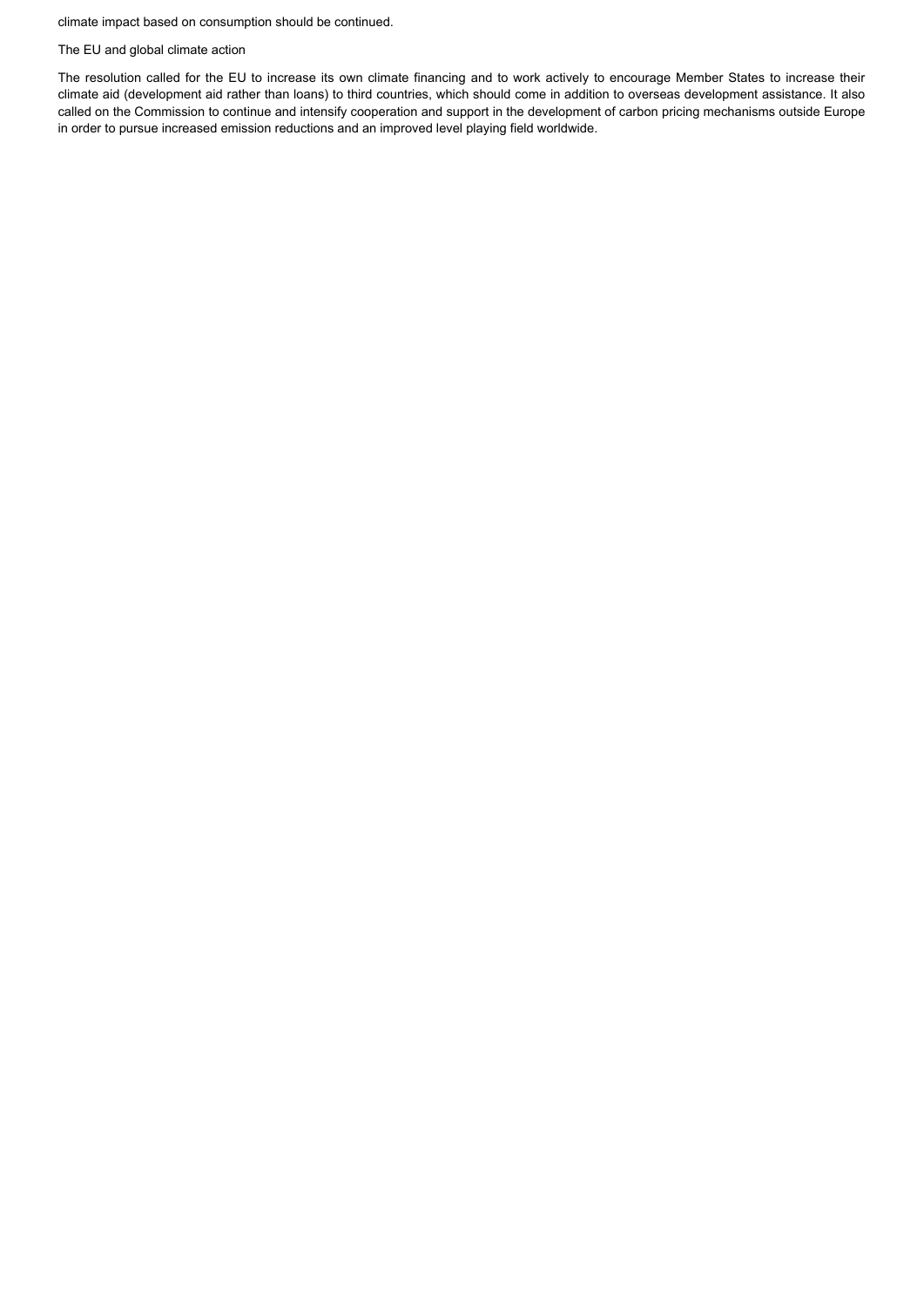climate impact based on consumption should be continued.

The EU and global climate action

The resolution called for the EU to increase its own climate financing and to work actively to encourage Member States to increase their climate aid (development aid rather than loans) to third countries, which should come in addition to overseas development assistance. It also called on the Commission to continue and intensify cooperation and support in the development of carbon pricing mechanisms outside Europe in order to pursue increased emission reductions and an improved level playing field worldwide.